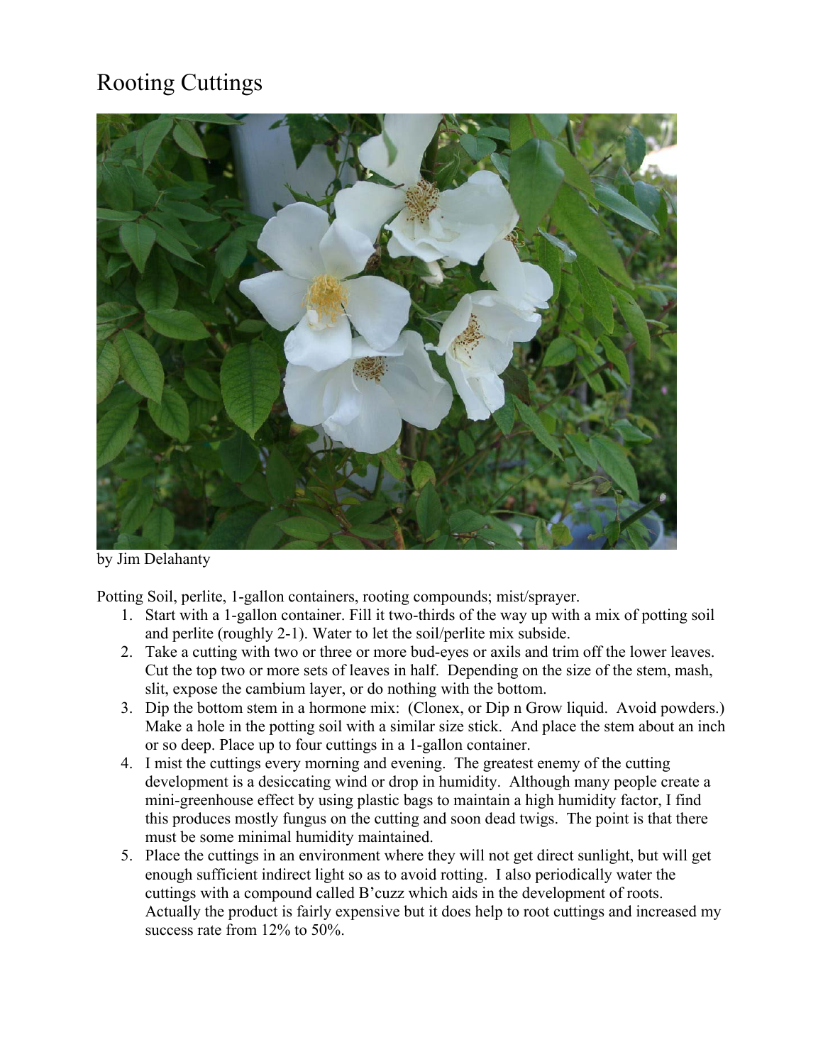# Rooting Cuttings

by Jim Delahanty

Potting Soil, perlite, 1-gallon containers, rooting compounds; mist/sprayer.

1. Start with a 1-gallon container. Fill it two-thirds of the way up with a mix of potting soil and perlite (roughly 2-1). Water to let the soil/perlite mix subside.
2. Take a cutting with two or three or more bud-eyes or axils and trim off the lower leaves. Cut the top two or more sets of leaves in half. Depending on the size of the stem, mash, slit, expose the cambium layer, or do nothing with the bottom.
3. Dip the bottom stem in a hormone mix: (Clonex, or Dip n Grow liquid. Avoid powders.) Make a hole in the potting soil with a similar size stick. And place the stem about an inch or so deep. Place up to four cuttings in a 1-gallon container.
4. I mist the cuttings every morning and evening. The greatest enemy of the cutting development is a desiccating wind or drop in humidity. Although many people create a mini-greenhouse effect by using plastic bags to maintain a high humidity factor, I find this produces mostly fungus on the cutting and soon dead twigs. The point is that there must be some minimal humidity maintained.
5. Place the cuttings in an environment where they will not get direct sunlight, but will get enough sufficient indirect light so as to avoid rotting. I also periodically water the cuttings with a compound called B'cuzz which aids in the development of roots. Actually the product is fairly expensive but it does help to root cuttings and increased my success rate from 12% to 50%.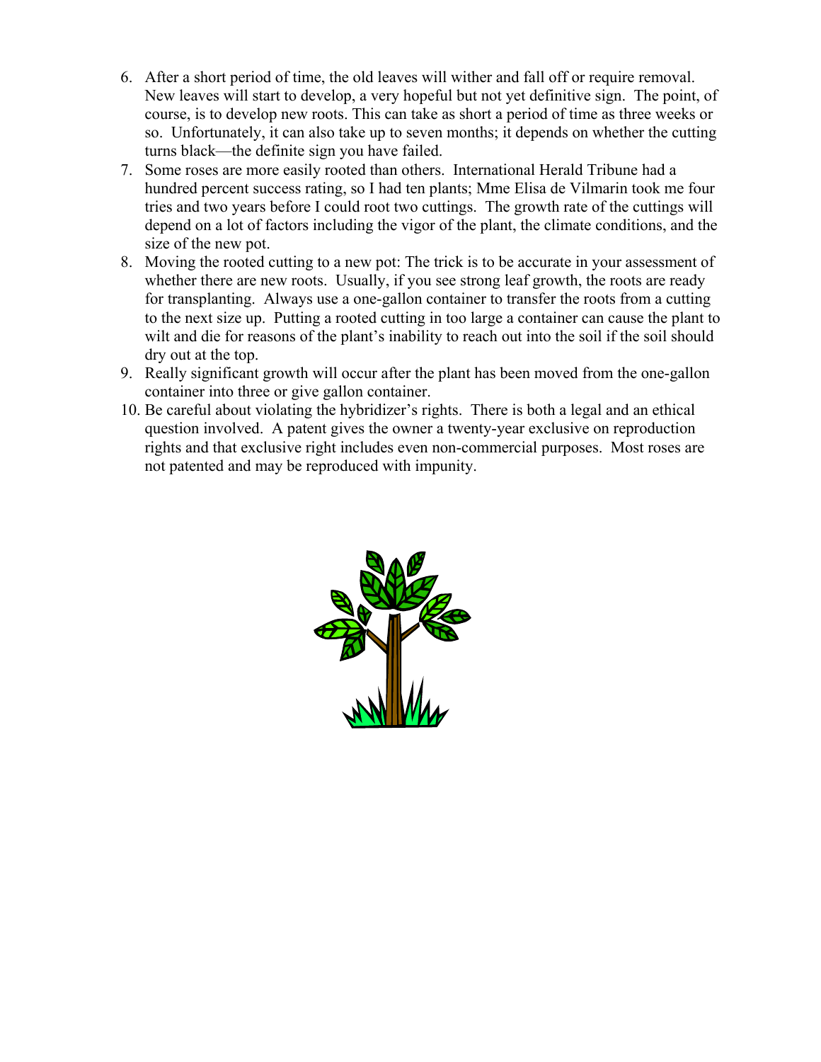6. After a short period of time, the old leaves will wither and fall off or require removal. New leaves will start to develop, a very hopeful but not yet definitive sign. The point, of course, is to develop new roots. This can take as short a period of time as three weeks or so. Unfortunately, it can also take up to seven months; it depends on whether the cutting turns black—the definite sign you have failed.
7. Some roses are more easily rooted than others. International Herald Tribune had a hundred percent success rating, so I had ten plants; Mme Elisa de Vilmarin took me four tries and two years before I could root two cuttings. The growth rate of the cuttings will depend on a lot of factors including the vigor of the plant, the climate conditions, and the size of the new pot.
8. Moving the rooted cutting to a new pot: The trick is to be accurate in your assessment of whether there are new roots. Usually, if you see strong leaf growth, the roots are ready for transplanting. Always use a one-gallon container to transfer the roots from a cutting to the next size up. Putting a rooted cutting in too large a container can cause the plant to wilt and die for reasons of the plant's inability to reach out into the soil if the soil should dry out at the top.
9. Really significant growth will occur after the plant has been moved from the one-gallon container into three or give gallon container.
10. Be careful about violating the hybridizer's rights. There is both a legal and an ethical question involved. A patent gives the owner a twenty-year exclusive on reproduction rights and that exclusive right includes even non-commercial purposes. Most roses are not patented and may be reproduced with impunity.